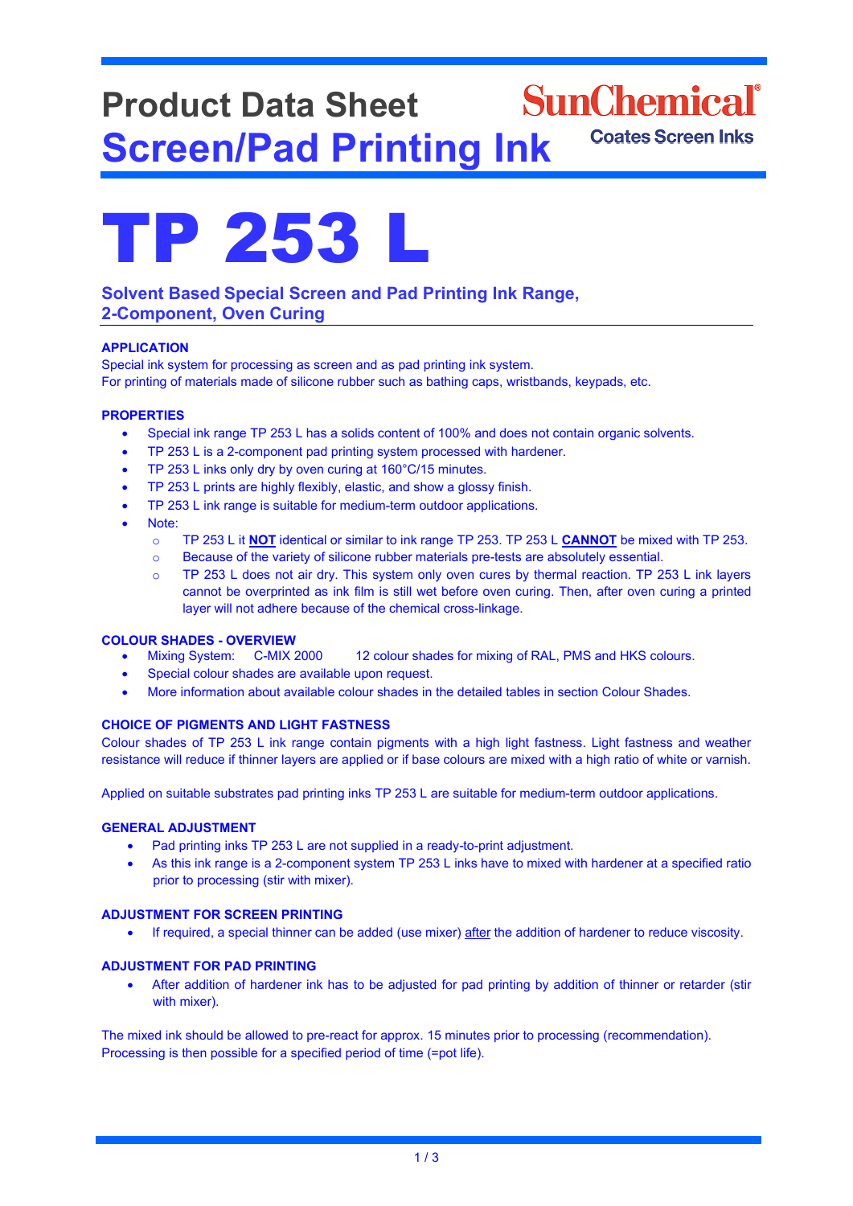# Product Data Sheet

SunChemical® Coates Screen Inks

## Screen/Pad Printing Ink

# TP 253 L

### Solvent Based Special Screen and Pad Printing Ink Range, 2-Component, Oven Curing

**APPLICATION**

Special ink system for processing as screen and as pad printing ink system.
For printing of materials made of silicone rubber such as bathing caps, wristbands, keypads, etc.

**PROPERTIES**

- Special ink range TP 253 L has a solids content of 100% and does not contain organic solvents.
- TP 253 L is a 2-component pad printing system processed with hardener.
- TP 253 L inks only dry by oven curing at 160°C/15 minutes.
- TP 253 L prints are highly flexibly, elastic, and show a glossy finish.
- TP 253 L ink range is suitable for medium-term outdoor applications.
- Note:
  - TP 253 L it **NOT** identical or similar to ink range TP 253. TP 253 L **CANNOT** be mixed with TP 253.
  - Because of the variety of silicone rubber materials pre-tests are absolutely essential.
  - TP 253 L does not air dry. This system only oven cures by thermal reaction. TP 253 L ink layers cannot be overprinted as ink film is still wet before oven curing. Then, after oven curing a printed layer will not adhere because of the chemical cross-linkage.

**COLOUR SHADES - OVERVIEW**

- Mixing System: C-MIX 2000 12 colour shades for mixing of RAL, PMS and HKS colours.
- Special colour shades are available upon request.
- More information about available colour shades in the detailed tables in section Colour Shades.

**CHOICE OF PIGMENTS AND LIGHT FASTNESS**

Colour shades of TP 253 L ink range contain pigments with a high light fastness. Light fastness and weather resistance will reduce if thinner layers are applied or if base colours are mixed with a high ratio of white or varnish.

Applied on suitable substrates pad printing inks TP 253 L are suitable for medium-term outdoor applications.

**GENERAL ADJUSTMENT**

- Pad printing inks TP 253 L are not supplied in a ready-to-print adjustment.
- As this ink range is a 2-component system TP 253 L inks have to mixed with hardener at a specified ratio prior to processing (stir with mixer).

**ADJUSTMENT FOR SCREEN PRINTING**

- If required, a special thinner can be added (use mixer) after the addition of hardener to reduce viscosity.

**ADJUSTMENT FOR PAD PRINTING**

- After addition of hardener ink has to be adjusted for pad printing by addition of thinner or retarder (stir with mixer).

The mixed ink should be allowed to pre-react for approx. 15 minutes prior to processing (recommendation).
Processing is then possible for a specified period of time (=pot life).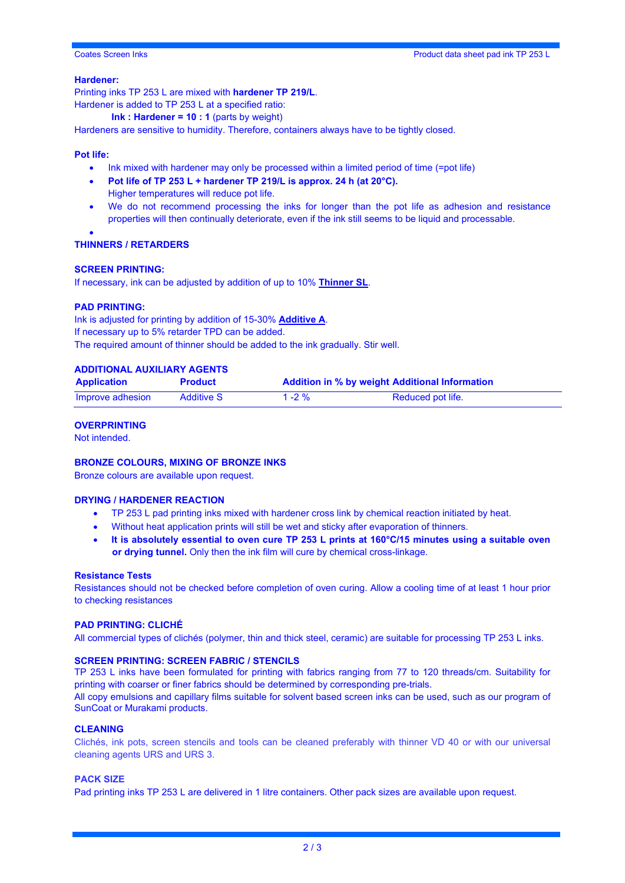### Hardener:

Printing inks TP 253 L are mixed with **hardener TP 219/L**.
Hardener is added to TP 253 L at a specified ratio:

**Ink : Hardener = 10 : 1** (parts by weight)

Hardeners are sensitive to humidity. Therefore, containers always have to be tightly closed.

### Pot life:

- Ink mixed with hardener may only be processed within a limited period of time (=pot life)
- **Pot life of TP 253 L + hardener TP 219/L is approx. 24 h (at 20°C).**
  Higher temperatures will reduce pot life.
- We do not recommend processing the inks for longer than the pot life as adhesion and resistance properties will then continually deteriorate, even if the ink still seems to be liquid and processable.
- 

### THINNERS / RETARDERS

### SCREEN PRINTING:

If necessary, ink can be adjusted by addition of up to 10% **Thinner SL**.

### PAD PRINTING:

Ink is adjusted for printing by addition of 15-30% **Additive A**.
If necessary up to 5% retarder TPD can be added.
The required amount of thinner should be added to the ink gradually. Stir well.

### ADDITIONAL AUXILIARY AGENTS

| Application | Product | Addition in % by weight | Additional Information |
|---|---|---|---|
| Improve adhesion | Additive S | 1 -2 % | Reduced pot life. |

### OVERPRINTING

Not intended.

### BRONZE COLOURS, MIXING OF BRONZE INKS

Bronze colours are available upon request.

### DRYING / HARDENER REACTION

- TP 253 L pad printing inks mixed with hardener cross link by chemical reaction initiated by heat.
- Without heat application prints will still be wet and sticky after evaporation of thinners.
- **It is absolutely essential to oven cure TP 253 L prints at 160°C/15 minutes using a suitable oven or drying tunnel.** Only then the ink film will cure by chemical cross-linkage.

### Resistance Tests

Resistances should not be checked before completion of oven curing. Allow a cooling time of at least 1 hour prior to checking resistances

### PAD PRINTING: CLICHÉ

All commercial types of clichés (polymer, thin and thick steel, ceramic) are suitable for processing TP 253 L inks.

### SCREEN PRINTING: SCREEN FABRIC / STENCILS

TP 253 L inks have been formulated for printing with fabrics ranging from 77 to 120 threads/cm. Suitability for printing with coarser or finer fabrics should be determined by corresponding pre-trials.
All copy emulsions and capillary films suitable for solvent based screen inks can be used, such as our program of SunCoat or Murakami products.

### CLEANING

Clichés, ink pots, screen stencils and tools can be cleaned preferably with thinner VD 40 or with our universal cleaning agents URS and URS 3.

### PACK SIZE

Pad printing inks TP 253 L are delivered in 1 litre containers. Other pack sizes are available upon request.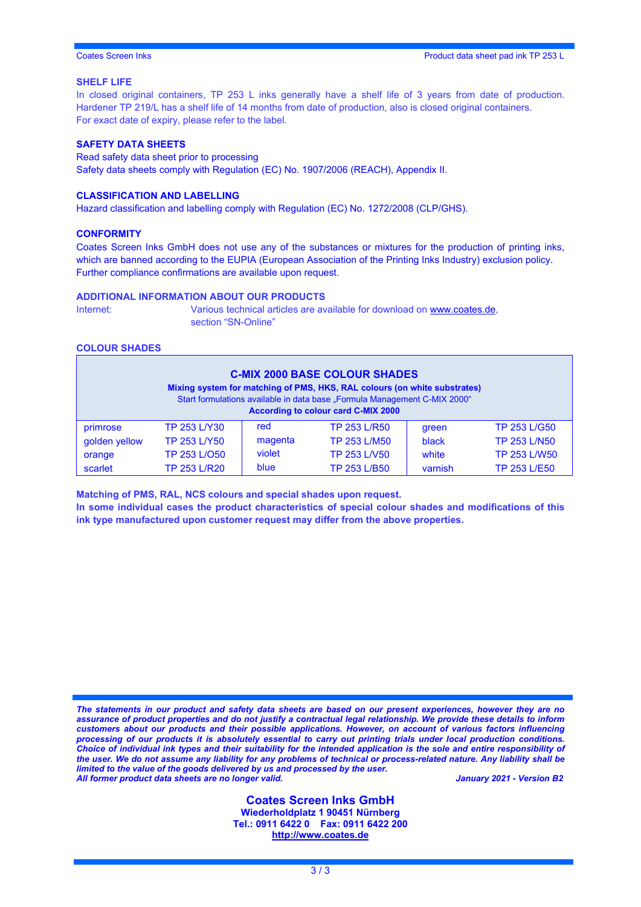## SHELF LIFE

In closed original containers, TP 253 L inks generally have a shelf life of 3 years from date of production. Hardener TP 219/L has a shelf life of 14 months from date of production, also is closed original containers.
For exact date of expiry, please refer to the label.

## SAFETY DATA SHEETS

Read safety data sheet prior to processing
Safety data sheets comply with Regulation (EC) No. 1907/2006 (REACH), Appendix II.

## CLASSIFICATION AND LABELLING

Hazard classification and labelling comply with Regulation (EC) No. 1272/2008 (CLP/GHS).

## CONFORMITY

Coates Screen Inks GmbH does not use any of the substances or mixtures for the production of printing inks, which are banned according to the EUPIA (European Association of the Printing Inks Industry) exclusion policy.
Further compliance confirmations are available upon request.

## ADDITIONAL INFORMATION ABOUT OUR PRODUCTS

Internet: Various technical articles are available for download on www.coates.de, section "SN-Online"

## COLOUR SHADES

**C-MIX 2000 BASE COLOUR SHADES**
**Mixing system for matching of PMS, HKS, RAL colours (on white substrates)**
Start formulations available in data base „Formula Management C-MIX 2000"
**According to colour card C-MIX 2000**

| | | | | | |
|---|---|---|---|---|---|
| primrose | TP 253 L/Y30 | red | TP 253 L/R50 | green | TP 253 L/G50 |
| golden yellow | TP 253 L/Y50 | magenta | TP 253 L/M50 | black | TP 253 L/N50 |
| orange | TP 253 L/O50 | violet | TP 253 L/V50 | white | TP 253 L/W50 |
| scarlet | TP 253 L/R20 | blue | TP 253 L/B50 | varnish | TP 253 L/E50 |

**Matching of PMS, RAL, NCS colours and special shades upon request.**
**In some individual cases the product characteristics of special colour shades and modifications of this ink type manufactured upon customer request may differ from the above properties.**

***The statements in our product and safety data sheets are based on our present experiences, however they are no assurance of product properties and do not justify a contractual legal relationship. We provide these details to inform customers about our products and their possible applications. However, on account of various factors influencing processing of our products it is absolutely essential to carry out printing trials under local production conditions. Choice of individual ink types and their suitability for the intended application is the sole and entire responsibility of the user. We do not assume any liability for any problems of technical or process-related nature. Any liability shall be limited to the value of the goods delivered by us and processed by the user.***
***All former product data sheets are no longer valid.*** ***January 2021 - Version B2***

**Coates Screen Inks GmbH**
**Wiederholdplatz 1 90451 Nürnberg**
**Tel.: 0911 6422 0 Fax: 0911 6422 200**
**http://www.coates.de**